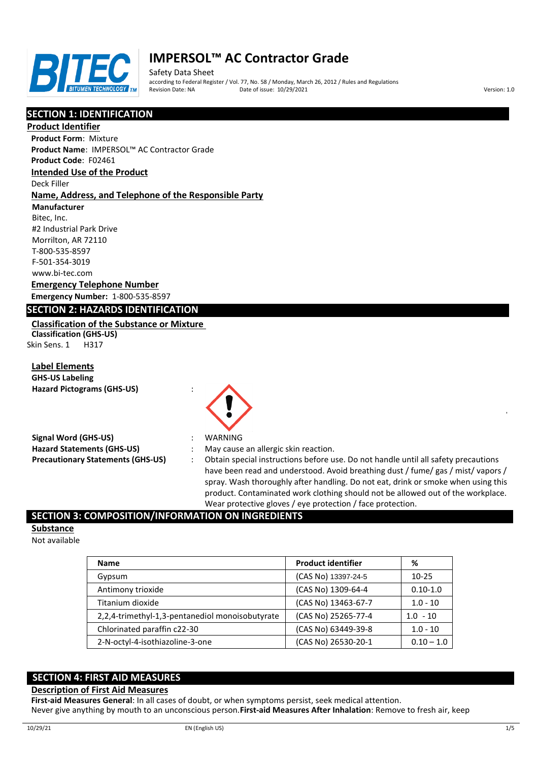# IMPERSOL™ AC Contractor Grade

Safety Data Sheet
according to Federal Register / Vol. 77, No. 58 / Monday, March 26, 2012 / Rules and Regulations
Revision Date: NA Date of issue: 10/29/2021 Version: 1.0

## SECTION 1: IDENTIFICATION

### Product Identifier

**Product Form**: Mixture
**Product Name**: IMPERSOL™ AC Contractor Grade
**Product Code**: F02461

### Intended Use of the Product

Deck Filler

### Name, Address, and Telephone of the Responsible Party

**Manufacturer**
Bitec, Inc.
#2 Industrial Park Drive
Morrilton, AR 72110
T-800-535-8597
F-501-354-3019
www.bi-tec.com

### Emergency Telephone Number

**Emergency Number:** 1-800-535-8597

## SECTION 2: HAZARDS IDENTIFICATION

### Classification of the Substance or Mixture

**Classification (GHS-US)**
Skin Sens. 1 H317

### Label Elements

**GHS-US Labeling**

**Hazard Pictograms (GHS-US)** :

**Signal Word (GHS-US)** : WARNING

**Hazard Statements (GHS-US)** : May cause an allergic skin reaction.

**Precautionary Statements (GHS-US)** : Obtain special instructions before use. Do not handle until all safety precautions have been read and understood. Avoid breathing dust / fume/ gas / mist/ vapors / spray. Wash thoroughly after handling. Do not eat, drink or smoke when using this product. Contaminated work clothing should not be allowed out of the workplace. Wear protective gloves / eye protection / face protection.

## SECTION 3: COMPOSITION/INFORMATION ON INGREDIENTS

### Substance

Not available

| Name | Product identifier | % |
|---|---|---|
| Gypsum | (CAS No) 13397-24-5 | 10-25 |
| Antimony trioxide | (CAS No) 1309-64-4 | 0.10-1.0 |
| Titanium dioxide | (CAS No) 13463-67-7 | 1.0 - 10 |
| 2,2,4-trimethyl-1,3-pentanediol monoisobutyrate | (CAS No) 25265-77-4 | 1.0 - 10 |
| Chlorinated paraffin c22-30 | (CAS No) 63449-39-8 | 1.0 - 10 |
| 2-N-octyl-4-isothiazoline-3-one | (CAS No) 26530-20-1 | 0.10 – 1.0 |

## SECTION 4: FIRST AID MEASURES

### Description of First Aid Measures

**First-aid Measures General**: In all cases of doubt, or when symptoms persist, seek medical attention.
Never give anything by mouth to an unconscious person.**First-aid Measures After Inhalation**: Remove to fresh air, keep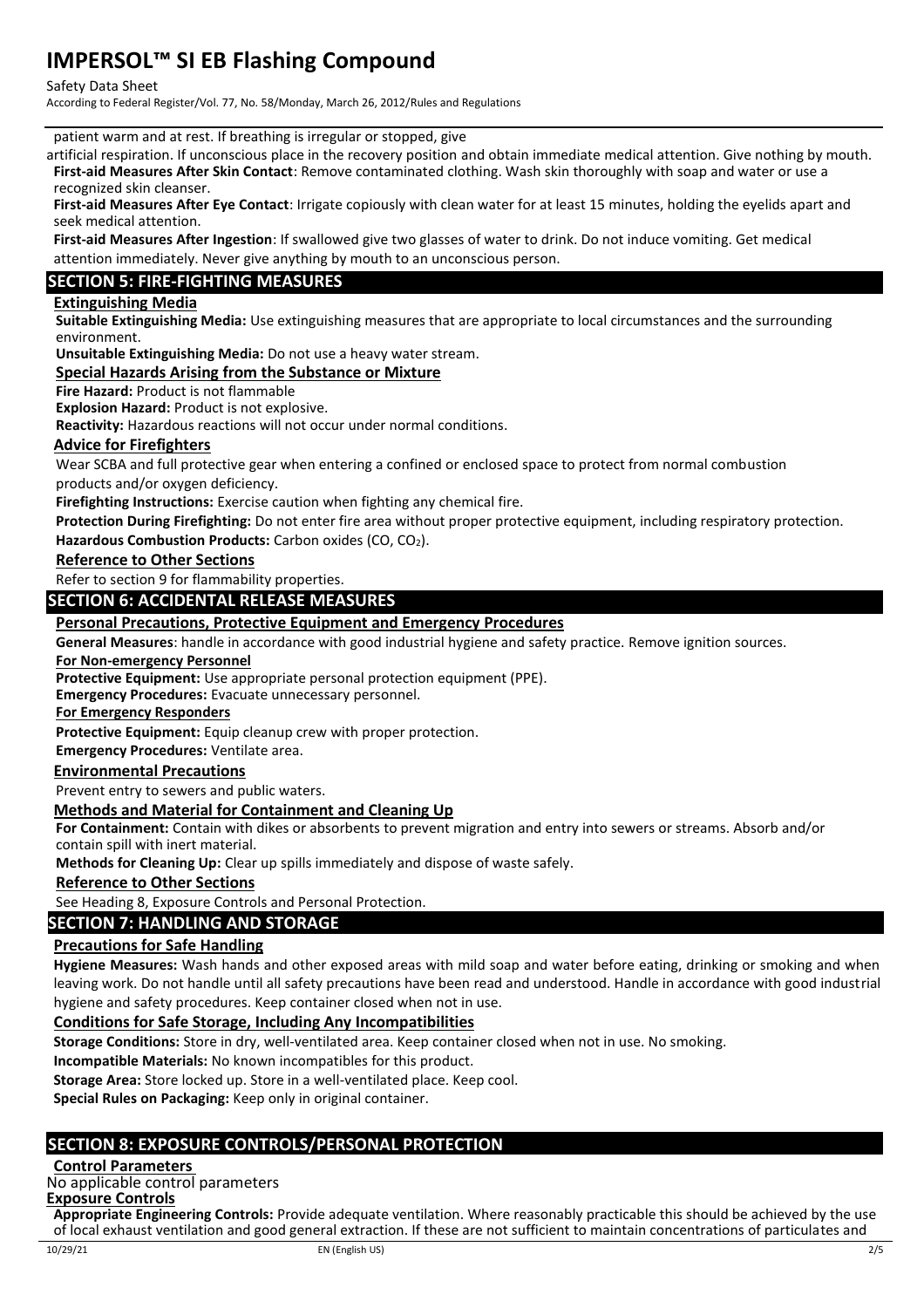patient warm and at rest. If breathing is irregular or stopped, give artificial respiration. If unconscious place in the recovery position and obtain immediate medical attention. Give nothing by mouth.

**First-aid Measures After Skin Contact**: Remove contaminated clothing. Wash skin thoroughly with soap and water or use a recognized skin cleanser.

**First-aid Measures After Eye Contact**: Irrigate copiously with clean water for at least 15 minutes, holding the eyelids apart and seek medical attention.

**First-aid Measures After Ingestion**: If swallowed give two glasses of water to drink. Do not induce vomiting. Get medical attention immediately. Never give anything by mouth to an unconscious person.

## SECTION 5: FIRE-FIGHTING MEASURES

### Extinguishing Media

**Suitable Extinguishing Media:** Use extinguishing measures that are appropriate to local circumstances and the surrounding environment.

**Unsuitable Extinguishing Media:** Do not use a heavy water stream.

### Special Hazards Arising from the Substance or Mixture

**Fire Hazard:** Product is not flammable

**Explosion Hazard:** Product is not explosive.

**Reactivity:** Hazardous reactions will not occur under normal conditions.

### Advice for Firefighters

Wear SCBA and full protective gear when entering a confined or enclosed space to protect from normal combustion products and/or oxygen deficiency.

**Firefighting Instructions:** Exercise caution when fighting any chemical fire.

**Protection During Firefighting:** Do not enter fire area without proper protective equipment, including respiratory protection.

**Hazardous Combustion Products:** Carbon oxides (CO, $CO_2$).

### Reference to Other Sections

Refer to section 9 for flammability properties.

## SECTION 6: ACCIDENTAL RELEASE MEASURES

### Personal Precautions, Protective Equipment and Emergency Procedures

**General Measures**: handle in accordance with good industrial hygiene and safety practice. Remove ignition sources.

**For Non-emergency Personnel**

**Protective Equipment:** Use appropriate personal protection equipment (PPE).

**Emergency Procedures:** Evacuate unnecessary personnel.

**For Emergency Responders**

**Protective Equipment:** Equip cleanup crew with proper protection.

**Emergency Procedures:** Ventilate area.

### Environmental Precautions

Prevent entry to sewers and public waters.

### Methods and Material for Containment and Cleaning Up

**For Containment:** Contain with dikes or absorbents to prevent migration and entry into sewers or streams. Absorb and/or contain spill with inert material.

**Methods for Cleaning Up:** Clear up spills immediately and dispose of waste safely.

### Reference to Other Sections

See Heading 8, Exposure Controls and Personal Protection.

## SECTION 7: HANDLING AND STORAGE

### Precautions for Safe Handling

**Hygiene Measures:** Wash hands and other exposed areas with mild soap and water before eating, drinking or smoking and when leaving work. Do not handle until all safety precautions have been read and understood. Handle in accordance with good industrial hygiene and safety procedures. Keep container closed when not in use.

### Conditions for Safe Storage, Including Any Incompatibilities

**Storage Conditions:** Store in dry, well-ventilated area. Keep container closed when not in use. No smoking.

**Incompatible Materials:** No known incompatibles for this product.

**Storage Area:** Store locked up. Store in a well-ventilated place. Keep cool.

**Special Rules on Packaging:** Keep only in original container.

## SECTION 8: EXPOSURE CONTROLS/PERSONAL PROTECTION

### Control Parameters

No applicable control parameters

### Exposure Controls

**Appropriate Engineering Controls:** Provide adequate ventilation. Where reasonably practicable this should be achieved by the use of local exhaust ventilation and good general extraction. If these are not sufficient to maintain concentrations of particulates and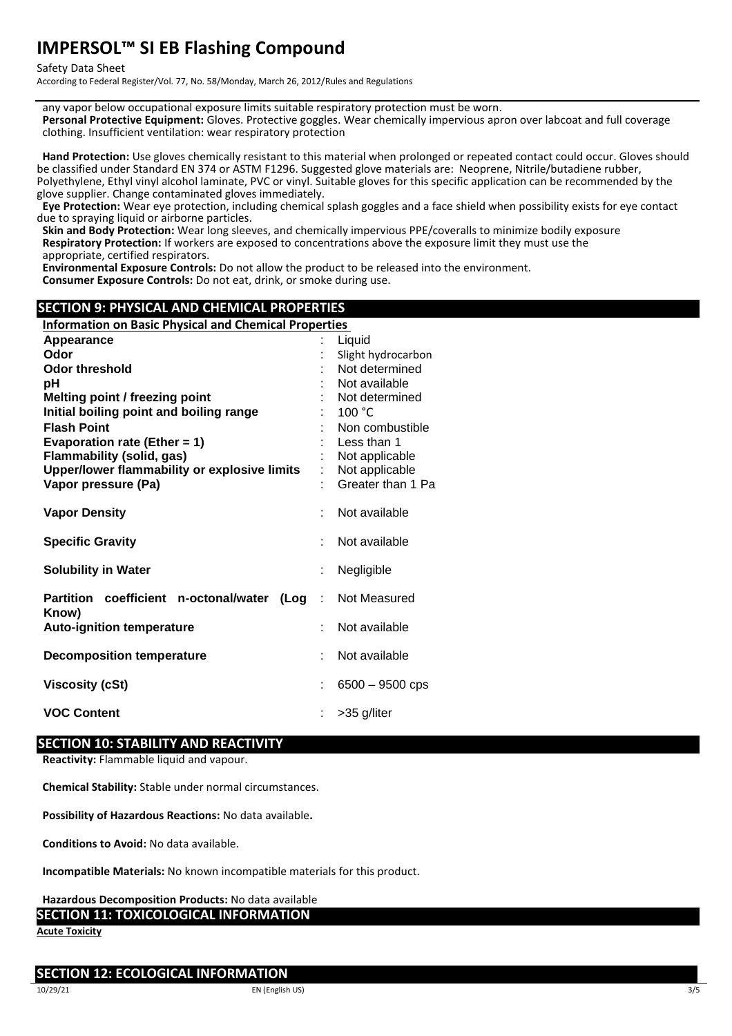any vapor below occupational exposure limits suitable respiratory protection must be worn.

**Personal Protective Equipment:** Gloves. Protective goggles. Wear chemically impervious apron over labcoat and full coverage clothing. Insufficient ventilation: wear respiratory protection

**Hand Protection:** Use gloves chemically resistant to this material when prolonged or repeated contact could occur. Gloves should be classified under Standard EN 374 or ASTM F1296. Suggested glove materials are: Neoprene, Nitrile/butadiene rubber, Polyethylene, Ethyl vinyl alcohol laminate, PVC or vinyl. Suitable gloves for this specific application can be recommended by the glove supplier. Change contaminated gloves immediately.

**Eye Protection:** Wear eye protection, including chemical splash goggles and a face shield when possibility exists for eye contact due to spraying liquid or airborne particles.

**Skin and Body Protection:** Wear long sleeves, and chemically impervious PPE/coveralls to minimize bodily exposure

**Respiratory Protection:** If workers are exposed to concentrations above the exposure limit they must use the appropriate, certified respirators.

**Environmental Exposure Controls:** Do not allow the product to be released into the environment.

**Consumer Exposure Controls:** Do not eat, drink, or smoke during use.

## SECTION 9: PHYSICAL AND CHEMICAL PROPERTIES

**Information on Basic Physical and Chemical Properties**

| Property | Value |
|---|---|
| **Appearance** | Liquid |
| **Odor** | Slight hydrocarbon |
| **Odor threshold** | Not determined |
| **pH** | Not available |
| **Melting point / freezing point** | Not determined |
| **Initial boiling point and boiling range** | 100 °C |
| **Flash Point** | Non combustible |
| **Evaporation rate (Ether = 1)** | Less than 1 |
| **Flammability (solid, gas)** | Not applicable |
| **Upper/lower flammability or explosive limits** | Not applicable |
| **Vapor pressure (Pa)** | Greater than 1 Pa |
| **Vapor Density** | Not available |
| **Specific Gravity** | Not available |
| **Solubility in Water** | Negligible |
| **Partition coefficient n-octonal/water (Log Know)** | Not Measured |
| **Auto-ignition temperature** | Not available |
| **Decomposition temperature** | Not available |
| **Viscosity (cSt)** | 6500 – 9500 cps |
| **VOC Content** | >35 g/liter |

## SECTION 10: STABILITY AND REACTIVITY

**Reactivity:** Flammable liquid and vapour.

**Chemical Stability:** Stable under normal circumstances.

**Possibility of Hazardous Reactions:** No data available**.**

**Conditions to Avoid:** No data available.

**Incompatible Materials:** No known incompatible materials for this product.

**Hazardous Decomposition Products:** No data available

## SECTION 11: TOXICOLOGICAL INFORMATION

**Acute Toxicity**

## SECTION 12: ECOLOGICAL INFORMATION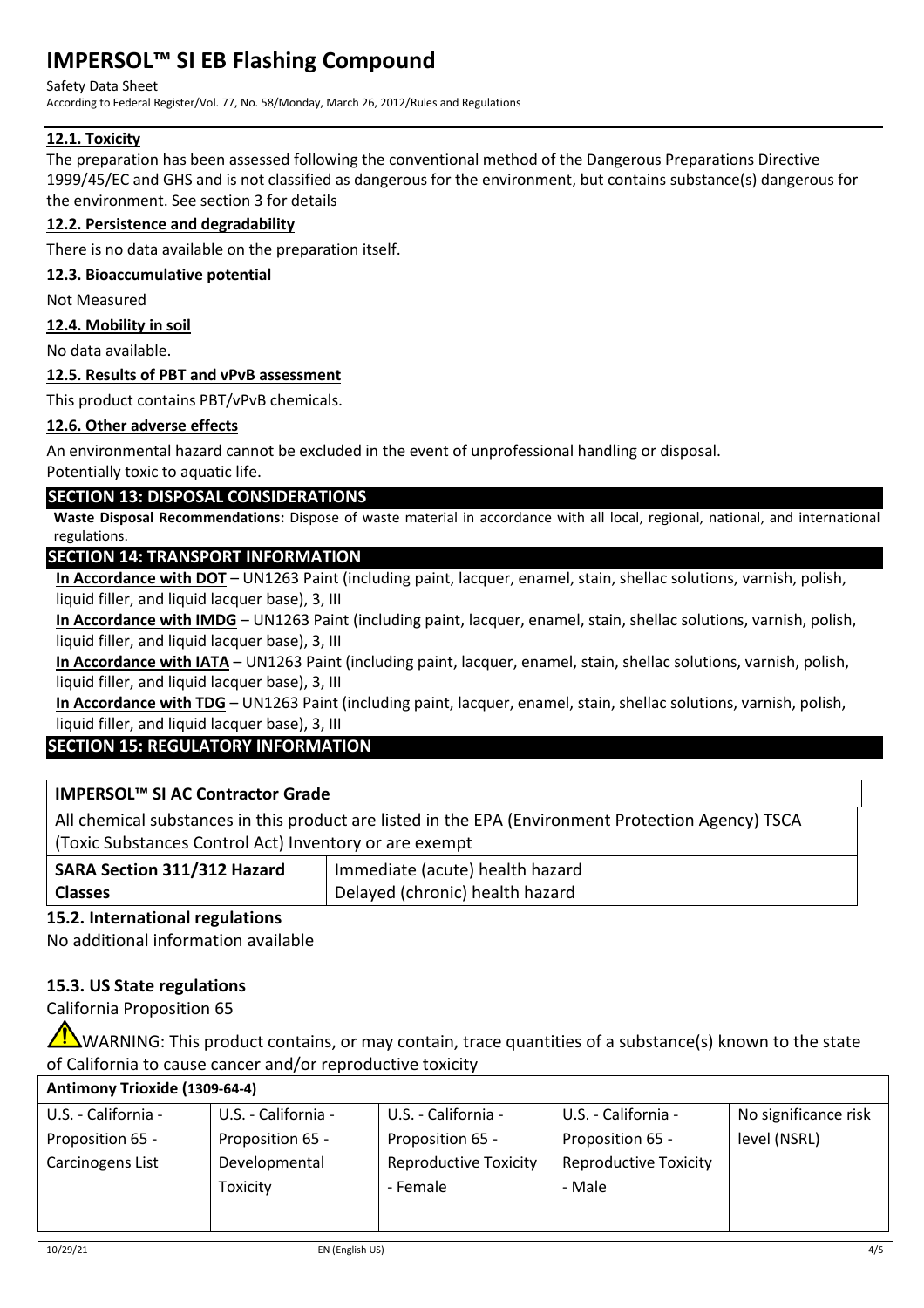### 12.1. Toxicity

The preparation has been assessed following the conventional method of the Dangerous Preparations Directive 1999/45/EC and GHS and is not classified as dangerous for the environment, but contains substance(s) dangerous for the environment. See section 3 for details

### 12.2. Persistence and degradability

There is no data available on the preparation itself.

### 12.3. Bioaccumulative potential

Not Measured

### 12.4. Mobility in soil

No data available.

### 12.5. Results of PBT and vPvB assessment

This product contains PBT/vPvB chemicals.

### 12.6. Other adverse effects

An environmental hazard cannot be excluded in the event of unprofessional handling or disposal.
Potentially toxic to aquatic life.

## SECTION 13: DISPOSAL CONSIDERATIONS

**Waste Disposal Recommendations:** Dispose of waste material in accordance with all local, regional, national, and international regulations.

## SECTION 14: TRANSPORT INFORMATION

**In Accordance with DOT** – UN1263 Paint (including paint, lacquer, enamel, stain, shellac solutions, varnish, polish, liquid filler, and liquid lacquer base), 3, III

**In Accordance with IMDG** – UN1263 Paint (including paint, lacquer, enamel, stain, shellac solutions, varnish, polish, liquid filler, and liquid lacquer base), 3, III

**In Accordance with IATA** – UN1263 Paint (including paint, lacquer, enamel, stain, shellac solutions, varnish, polish, liquid filler, and liquid lacquer base), 3, III

**In Accordance with TDG** – UN1263 Paint (including paint, lacquer, enamel, stain, shellac solutions, varnish, polish, liquid filler, and liquid lacquer base), 3, III

## SECTION 15: REGULATORY INFORMATION

| IMPERSOL™ SI AC Contractor Grade | |
|---|---|
| All chemical substances in this product are listed in the EPA (Environment Protection Agency) TSCA (Toxic Substances Control Act) Inventory or are exempt | |
| **SARA Section 311/312 Hazard Classes** | Immediate (acute) health hazard<br>Delayed (chronic) health hazard |

### 15.2. International regulations

No additional information available

### 15.3. US State regulations

California Proposition 65

WARNING: This product contains, or may contain, trace quantities of a substance(s) known to the state of California to cause cancer and/or reproductive toxicity

| Antimony Trioxide (1309-64-4) | | | | |
|---|---|---|---|---|
| U.S. - California - Proposition 65 - Carcinogens List | U.S. - California - Proposition 65 - Developmental Toxicity | U.S. - California - Proposition 65 - Reproductive Toxicity - Female | U.S. - California - Proposition 65 - Reproductive Toxicity - Male | No significance risk level (NSRL) |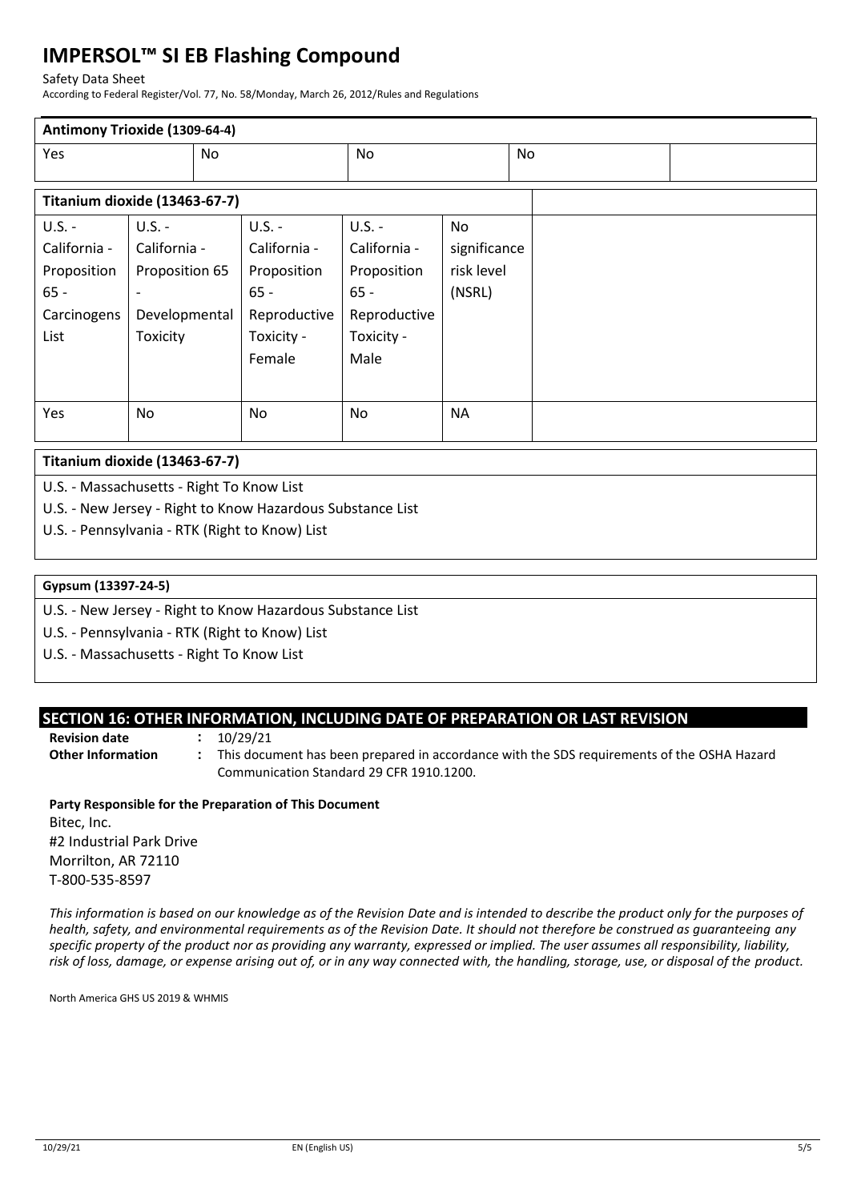| Antimony Trioxide (1309-64-4) | | | | |
|---|---|---|---|---|
| Yes | No | No | No | |

| Titanium dioxide (13463-67-7) | | | | |
|---|---|---|---|---|
| U.S. - California - Proposition 65 - Carcinogens List | U.S. - California - Proposition 65 - Developmental Toxicity | U.S. - California - Proposition 65 - Reproductive Toxicity - Female | U.S. - California - Proposition 65 - Reproductive Toxicity - Male | No significance risk level (NSRL) |
| Yes | No | No | No | NA |

**Titanium dioxide (13463-67-7)**

U.S. - Massachusetts - Right To Know List

U.S. - New Jersey - Right to Know Hazardous Substance List

U.S. - Pennsylvania - RTK (Right to Know) List

**Gypsum (13397-24-5)**

U.S. - New Jersey - Right to Know Hazardous Substance List

U.S. - Pennsylvania - RTK (Right to Know) List

U.S. - Massachusetts - Right To Know List

## SECTION 16: OTHER INFORMATION, INCLUDING DATE OF PREPARATION OR LAST REVISION

**Revision date** : 10/29/21

**Other Information** : This document has been prepared in accordance with the SDS requirements of the OSHA Hazard Communication Standard 29 CFR 1910.1200.

**Party Responsible for the Preparation of This Document**

Bitec, Inc.
#2 Industrial Park Drive
Morrilton, AR 72110
T-800-535-8597

*This information is based on our knowledge as of the Revision Date and is intended to describe the product only for the purposes of health, safety, and environmental requirements as of the Revision Date. It should not therefore be construed as guaranteeing any specific property of the product nor as providing any warranty, expressed or implied. The user assumes all responsibility, liability, risk of loss, damage, or expense arising out of, or in any way connected with, the handling, storage, use, or disposal of the product.*

North America GHS US 2019 & WHMIS